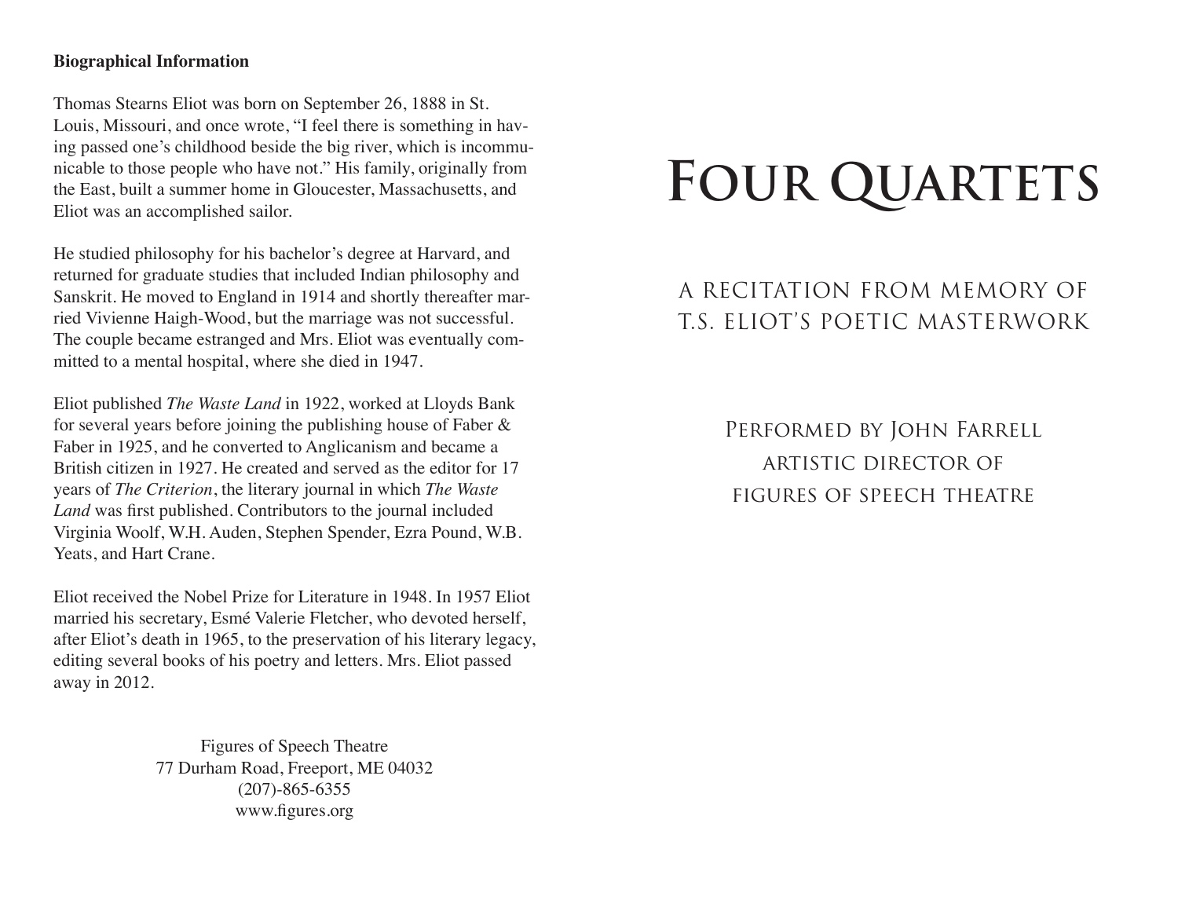**Biographical Information**

Thomas Stearns Eliot was born on September 26, 1888 in St. Louis, Missouri, and once wrote, "I feel there is something in having passed one's childhood beside the big river, which is incommunicable to those people who have not." His family, originally from the East, built a summer home in Gloucester, Massachusetts, and Eliot was an accomplished sailor.

He studied philosophy for his bachelor's degree at Harvard, and returned for graduate studies that included Indian philosophy and Sanskrit. He moved to England in 1914 and shortly thereafter married Vivienne Haigh-Wood, but the marriage was not successful. The couple became estranged and Mrs. Eliot was eventually committed to a mental hospital, where she died in 1947.

Eliot published *The Waste Land* in 1922, worked at Lloyds Bank for several years before joining the publishing house of Faber & Faber in 1925, and he converted to Anglicanism and became a British citizen in 1927. He created and served as the editor for 17 years of *The Criterion*, the literary journal in which *The Waste Land* was first published. Contributors to the journal included Virginia Woolf, W.H. Auden, Stephen Spender, Ezra Pound, W.B. Yeats, and Hart Crane.

Eliot received the Nobel Prize for Literature in 1948. In 1957 Eliot married his secretary, Esmé Valerie Fletcher, who devoted herself, after Eliot's death in 1965, to the preservation of his literary legacy, editing several books of his poetry and letters. Mrs. Eliot passed away in 2012.

Figures of Speech Theatre
77 Durham Road, Freeport, ME 04032
(207)-865-6355
www.figures.org

# Four Quartets

## A Recitation from Memory of T.S. Eliot's Poetic Masterwork

Performed by John Farrell
artistic director of
figures of speech theatre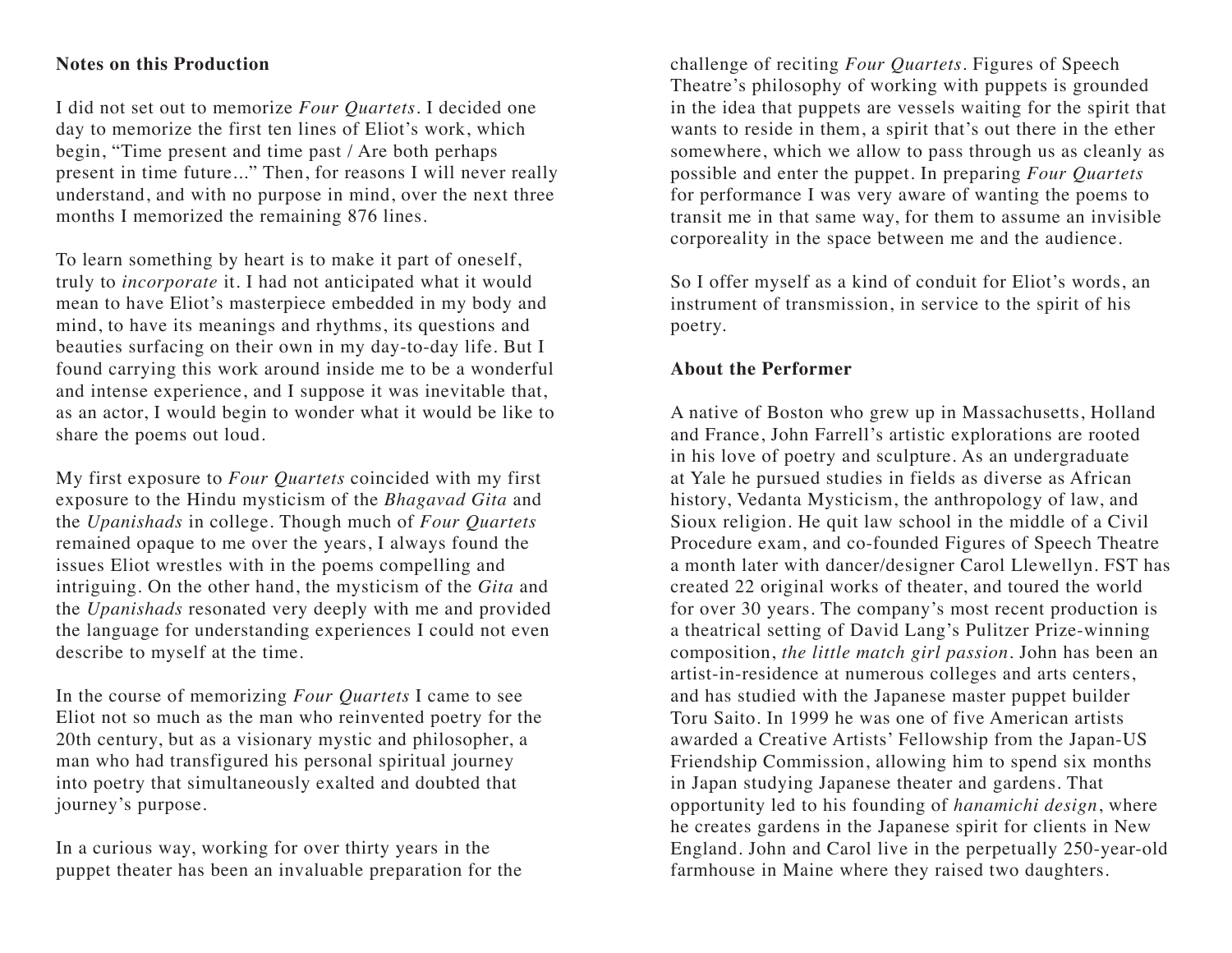## Notes on this Production

I did not set out to memorize *Four Quartets*. I decided one day to memorize the first ten lines of Eliot's work, which begin, "Time present and time past / Are both perhaps present in time future..." Then, for reasons I will never really understand, and with no purpose in mind, over the next three months I memorized the remaining 876 lines.

To learn something by heart is to make it part of oneself, truly to *incorporate* it. I had not anticipated what it would mean to have Eliot's masterpiece embedded in my body and mind, to have its meanings and rhythms, its questions and beauties surfacing on their own in my day-to-day life. But I found carrying this work around inside me to be a wonderful and intense experience, and I suppose it was inevitable that, as an actor, I would begin to wonder what it would be like to share the poems out loud.

My first exposure to *Four Quartets* coincided with my first exposure to the Hindu mysticism of the *Bhagavad Gita* and the *Upanishads* in college. Though much of *Four Quartets* remained opaque to me over the years, I always found the issues Eliot wrestles with in the poems compelling and intriguing. On the other hand, the mysticism of the *Gita* and the *Upanishads* resonated very deeply with me and provided the language for understanding experiences I could not even describe to myself at the time.

In the course of memorizing *Four Quartets* I came to see Eliot not so much as the man who reinvented poetry for the 20th century, but as a visionary mystic and philosopher, a man who had transfigured his personal spiritual journey into poetry that simultaneously exalted and doubted that journey's purpose.

In a curious way, working for over thirty years in the puppet theater has been an invaluable preparation for the challenge of reciting *Four Quartets*. Figures of Speech Theatre's philosophy of working with puppets is grounded in the idea that puppets are vessels waiting for the spirit that wants to reside in them, a spirit that's out there in the ether somewhere, which we allow to pass through us as cleanly as possible and enter the puppet. In preparing *Four Quartets* for performance I was very aware of wanting the poems to transit me in that same way, for them to assume an invisible corporeality in the space between me and the audience.

So I offer myself as a kind of conduit for Eliot's words, an instrument of transmission, in service to the spirit of his poetry.

## About the Performer

A native of Boston who grew up in Massachusetts, Holland and France, John Farrell's artistic explorations are rooted in his love of poetry and sculpture. As an undergraduate at Yale he pursued studies in fields as diverse as African history, Vedanta Mysticism, the anthropology of law, and Sioux religion. He quit law school in the middle of a Civil Procedure exam, and co-founded Figures of Speech Theatre a month later with dancer/designer Carol Llewellyn. FST has created 22 original works of theater, and toured the world for over 30 years. The company's most recent production is a theatrical setting of David Lang's Pulitzer Prize-winning composition, *the little match girl passion*. John has been an artist-in-residence at numerous colleges and arts centers, and has studied with the Japanese master puppet builder Toru Saito. In 1999 he was one of five American artists awarded a Creative Artists' Fellowship from the Japan-US Friendship Commission, allowing him to spend six months in Japan studying Japanese theater and gardens. That opportunity led to his founding of *hanamichi design*, where he creates gardens in the Japanese spirit for clients in New England. John and Carol live in the perpetually 250-year-old farmhouse in Maine where they raised two daughters.